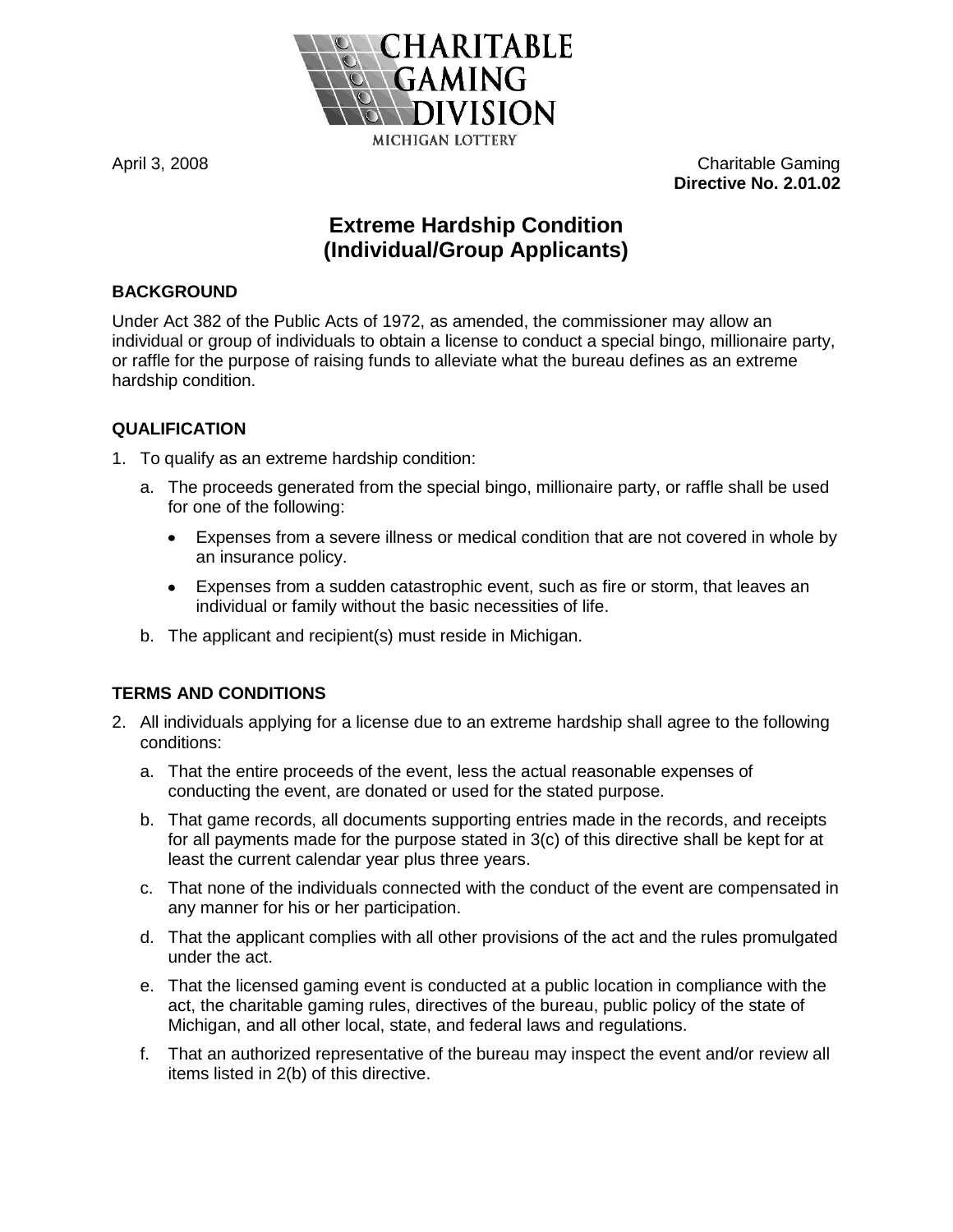CHARITABLE GAMING DIVISION

MICHIGAN LOTTERY

April 3, 2008

Charitable Gaming
**Directive No. 2.01.02**

# Extreme Hardship Condition (Individual/Group Applicants)

## BACKGROUND

Under Act 382 of the Public Acts of 1972, as amended, the commissioner may allow an individual or group of individuals to obtain a license to conduct a special bingo, millionaire party, or raffle for the purpose of raising funds to alleviate what the bureau defines as an extreme hardship condition.

## QUALIFICATION

1. To qualify as an extreme hardship condition:
   a. The proceeds generated from the special bingo, millionaire party, or raffle shall be used for one of the following:
      - Expenses from a severe illness or medical condition that are not covered in whole by an insurance policy.
      - Expenses from a sudden catastrophic event, such as fire or storm, that leaves an individual or family without the basic necessities of life.

   b. The applicant and recipient(s) must reside in Michigan.

## TERMS AND CONDITIONS

2. All individuals applying for a license due to an extreme hardship shall agree to the following conditions:
   a. That the entire proceeds of the event, less the actual reasonable expenses of conducting the event, are donated or used for the stated purpose.
   b. That game records, all documents supporting entries made in the records, and receipts for all payments made for the purpose stated in 3(c) of this directive shall be kept for at least the current calendar year plus three years.
   c. That none of the individuals connected with the conduct of the event are compensated in any manner for his or her participation.
   d. That the applicant complies with all other provisions of the act and the rules promulgated under the act.
   e. That the licensed gaming event is conducted at a public location in compliance with the act, the charitable gaming rules, directives of the bureau, public policy of the state of Michigan, and all other local, state, and federal laws and regulations.
   f. That an authorized representative of the bureau may inspect the event and/or review all items listed in 2(b) of this directive.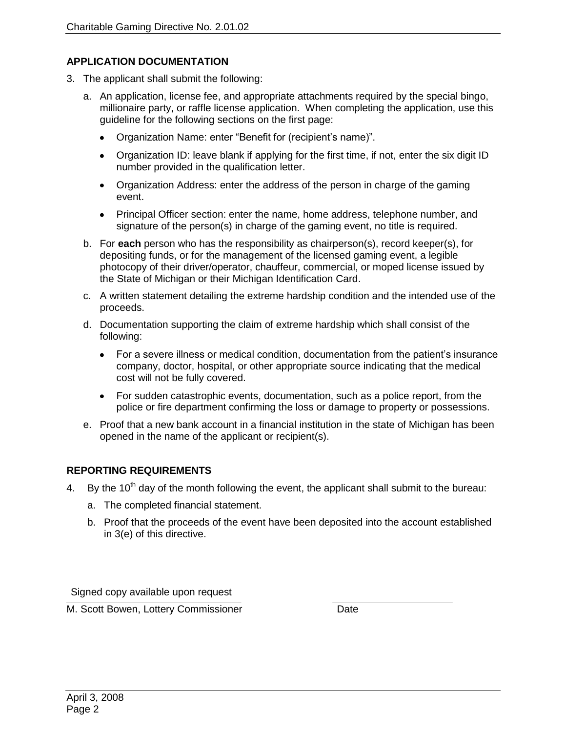## APPLICATION DOCUMENTATION

3. The applicant shall submit the following:

   a. An application, license fee, and appropriate attachments required by the special bingo, millionaire party, or raffle license application. When completing the application, use this guideline for the following sections on the first page:

      - Organization Name: enter "Benefit for (recipient's name)".
      - Organization ID: leave blank if applying for the first time, if not, enter the six digit ID number provided in the qualification letter.
      - Organization Address: enter the address of the person in charge of the gaming event.
      - Principal Officer section: enter the name, home address, telephone number, and signature of the person(s) in charge of the gaming event, no title is required.

   b. For **each** person who has the responsibility as chairperson(s), record keeper(s), for depositing funds, or for the management of the licensed gaming event, a legible photocopy of their driver/operator, chauffeur, commercial, or moped license issued by the State of Michigan or their Michigan Identification Card.

   c. A written statement detailing the extreme hardship condition and the intended use of the proceeds.

   d. Documentation supporting the claim of extreme hardship which shall consist of the following:

      - For a severe illness or medical condition, documentation from the patient's insurance company, doctor, hospital, or other appropriate source indicating that the medical cost will not be fully covered.
      - For sudden catastrophic events, documentation, such as a police report, from the police or fire department confirming the loss or damage to property or possessions.

   e. Proof that a new bank account in a financial institution in the state of Michigan has been opened in the name of the applicant or recipient(s).

## REPORTING REQUIREMENTS

4. By the 10th day of the month following the event, the applicant shall submit to the bureau:

   a. The completed financial statement.

   b. Proof that the proceeds of the event have been deposited into the account established in 3(e) of this directive.

Signed copy available upon request

M. Scott Bowen, Lottery Commissioner          Date